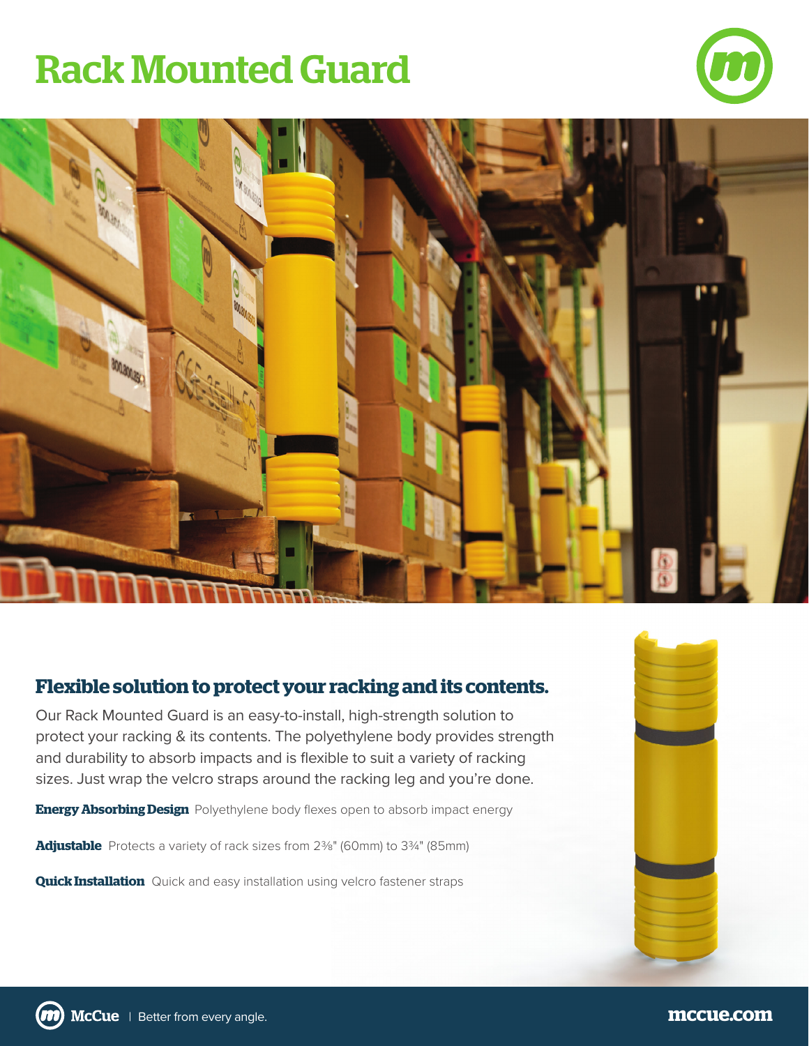# Rack Mounted Guard

## Flexible solution to protect your racking and its contents.

Our Rack Mounted Guard is an easy-to-install, high-strength solution to protect your racking & its contents. The polyethylene body provides strength and durability to absorb impacts and is flexible to suit a variety of racking sizes. Just wrap the velcro straps around the racking leg and you're done.

**Energy Absorbing Design** Polyethylene body flexes open to absorb impact energy

**Adjustable** Protects a variety of rack sizes from 2⅜" (60mm) to 3¾" (85mm)

**Quick Installation** Quick and easy installation using velcro fastener straps

McCue | Better from every angle.

mccue.com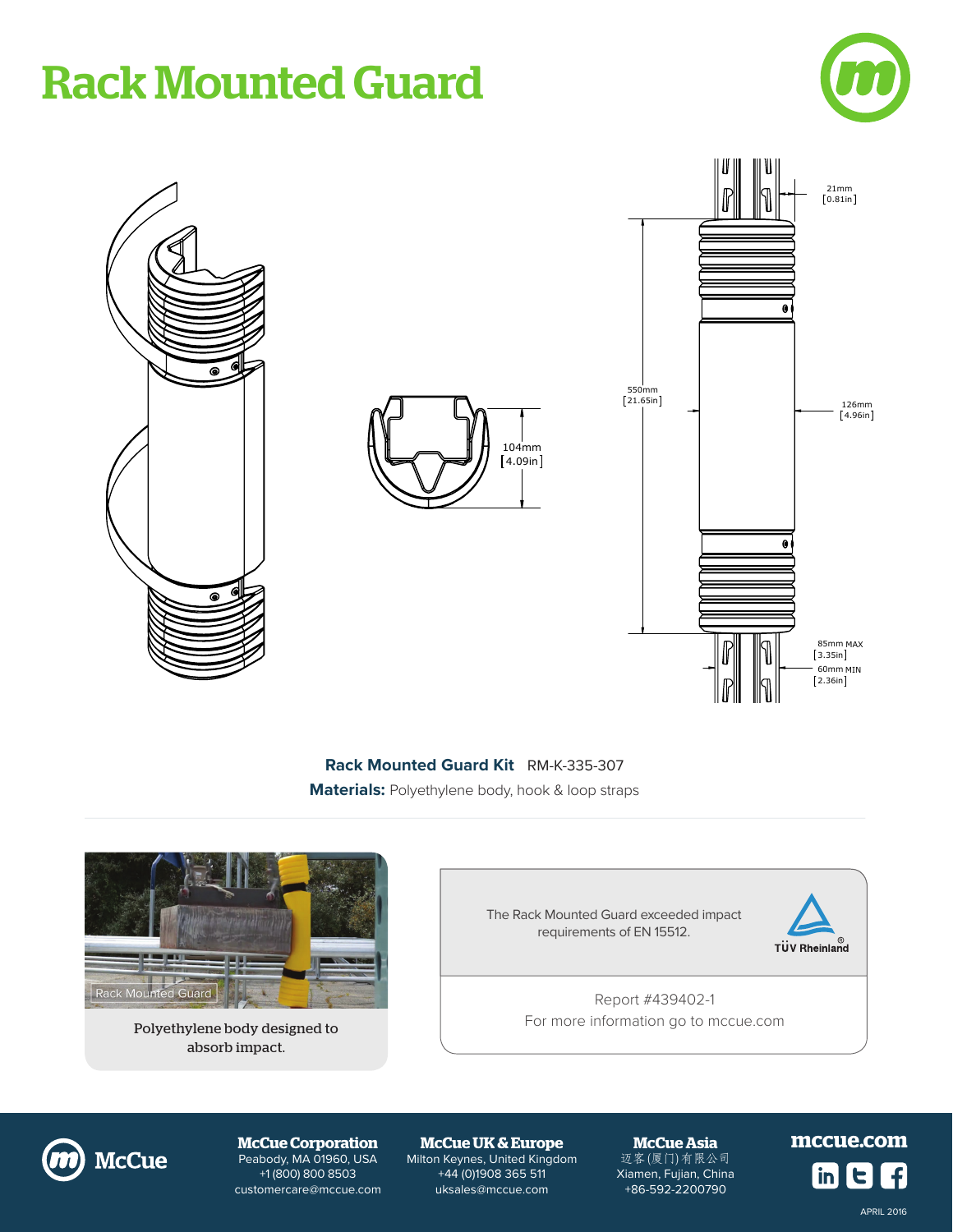# Rack Mounted Guard

104mm
[4.09in]

21mm
[0.81in]

550mm
[21.65in]

126mm
[4.96in]

85mm MAX
[3.35in]

60mm MIN
[2.36in]

**Rack Mounted Guard Kit** RM-K-335-307

**Materials:** Polyethylene body, hook & loop straps

Rack Mounted Guard

Polyethylene body designed to absorb impact.

The Rack Mounted Guard exceeded impact requirements of EN 15512.

TÜV Rheinland

Report #439402-1

For more information go to mccue.com

McCue

**McCue Corporation**
Peabody, MA 01960, USA
+1 (800) 800 8503
customercare@mccue.com

**McCue UK & Europe**
Milton Keynes, United Kingdom
+44 (0)1908 365 511
uksales@mccue.com

**McCue Asia**
迈客(厦门)有限公司
Xiamen, Fujian, China
+86-592-2200790

**mccue.com**

APRIL 2016